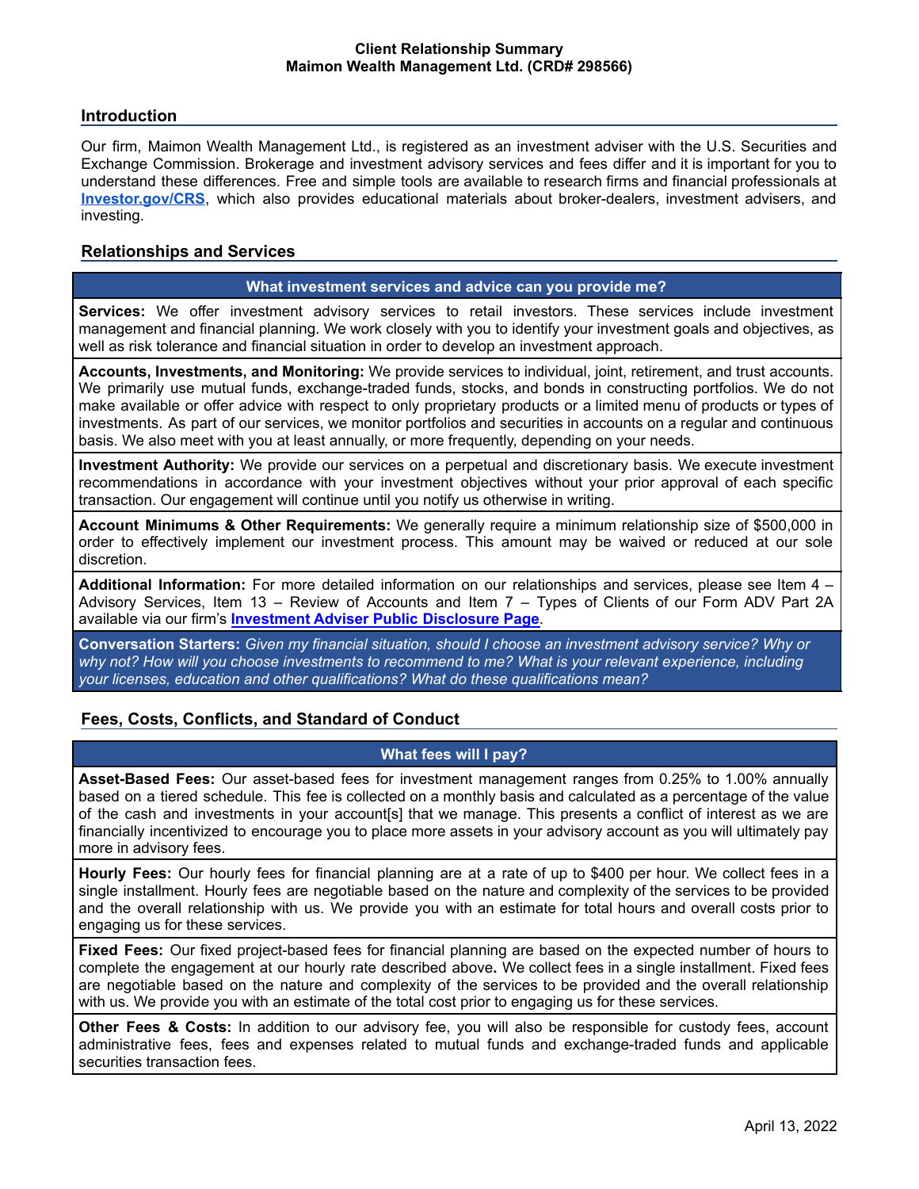**Client Relationship Summary**
**Maimon Wealth Management Ltd. (CRD# 298566)**

## Introduction

Our firm, Maimon Wealth Management Ltd., is registered as an investment adviser with the U.S. Securities and Exchange Commission. Brokerage and investment advisory services and fees differ and it is important for you to understand these differences. Free and simple tools are available to research firms and financial professionals at **[Investor.gov/CRS](https://Investor.gov/CRS)**, which also provides educational materials about broker-dealers, investment advisers, and investing.

## Relationships and Services

### What investment services and advice can you provide me?

**Services:** We offer investment advisory services to retail investors. These services include investment management and financial planning. We work closely with you to identify your investment goals and objectives, as well as risk tolerance and financial situation in order to develop an investment approach.

**Accounts, Investments, and Monitoring:** We provide services to individual, joint, retirement, and trust accounts. We primarily use mutual funds, exchange-traded funds, stocks, and bonds in constructing portfolios. We do not make available or offer advice with respect to only proprietary products or a limited menu of products or types of investments. As part of our services, we monitor portfolios and securities in accounts on a regular and continuous basis. We also meet with you at least annually, or more frequently, depending on your needs.

**Investment Authority:** We provide our services on a perpetual and discretionary basis. We execute investment recommendations in accordance with your investment objectives without your prior approval of each specific transaction. Our engagement will continue until you notify us otherwise in writing.

**Account Minimums & Other Requirements:** We generally require a minimum relationship size of $500,000 in order to effectively implement our investment process. This amount may be waived or reduced at our sole discretion.

**Additional Information:** For more detailed information on our relationships and services, please see Item 4 – Advisory Services, Item 13 – Review of Accounts and Item 7 – Types of Clients of our Form ADV Part 2A available via our firm's **Investment Adviser Public Disclosure Page**.

**Conversation Starters:** *Given my financial situation, should I choose an investment advisory service? Why or why not? How will you choose investments to recommend to me? What is your relevant experience, including your licenses, education and other qualifications? What do these qualifications mean?*

## Fees, Costs, Conflicts, and Standard of Conduct

### What fees will I pay?

**Asset-Based Fees:** Our asset-based fees for investment management ranges from 0.25% to 1.00% annually based on a tiered schedule. This fee is collected on a monthly basis and calculated as a percentage of the value of the cash and investments in your account[s] that we manage. This presents a conflict of interest as we are financially incentivized to encourage you to place more assets in your advisory account as you will ultimately pay more in advisory fees.

**Hourly Fees:** Our hourly fees for financial planning are at a rate of up to $400 per hour. We collect fees in a single installment. Hourly fees are negotiable based on the nature and complexity of the services to be provided and the overall relationship with us. We provide you with an estimate for total hours and overall costs prior to engaging us for these services.

**Fixed Fees:** Our fixed project-based fees for financial planning are based on the expected number of hours to complete the engagement at our hourly rate described above**.** We collect fees in a single installment. Fixed fees are negotiable based on the nature and complexity of the services to be provided and the overall relationship with us. We provide you with an estimate of the total cost prior to engaging us for these services.

**Other Fees & Costs:** In addition to our advisory fee, you will also be responsible for custody fees, account administrative fees, fees and expenses related to mutual funds and exchange-traded funds and applicable securities transaction fees.

April 13, 2022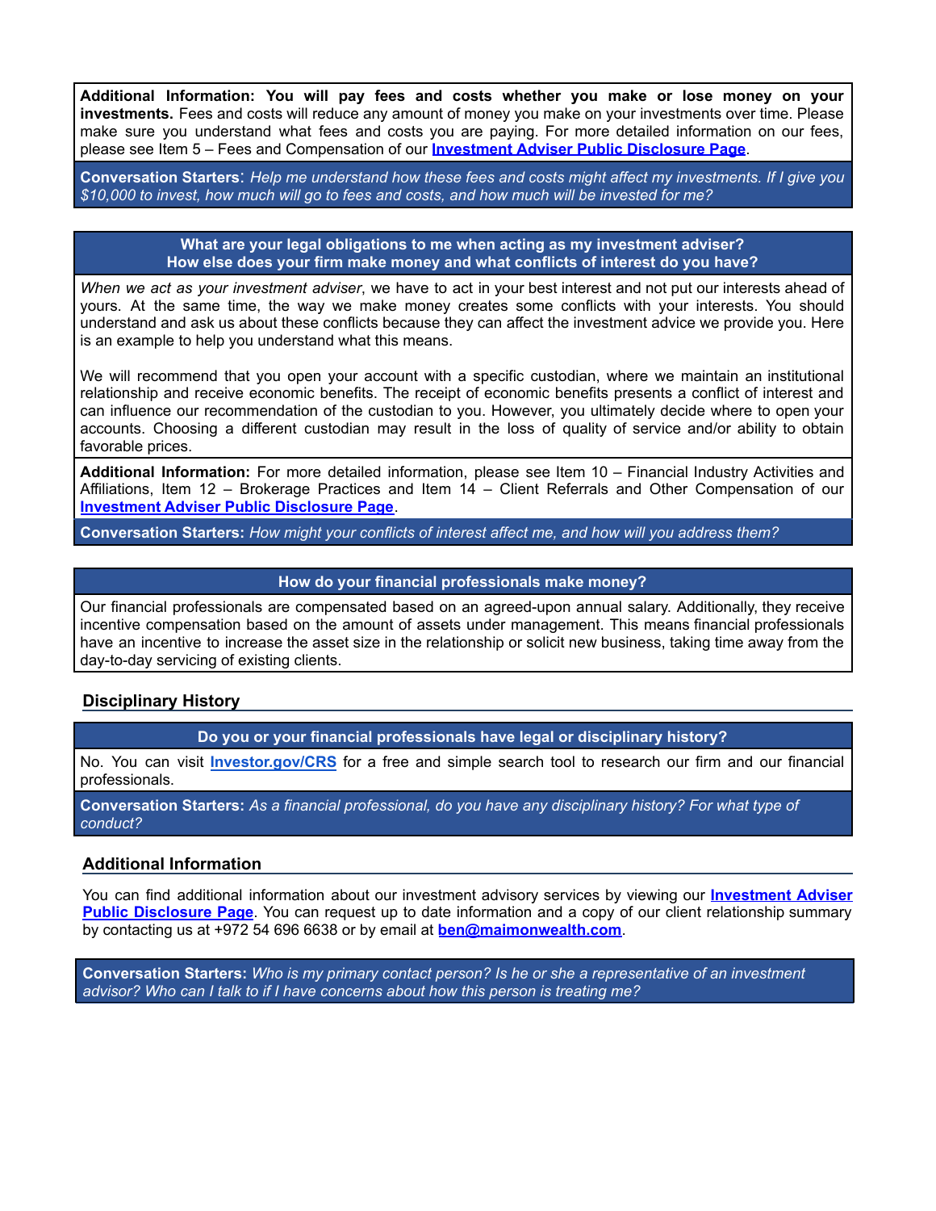**Additional Information: You will pay fees and costs whether you make or lose money on your investments.** Fees and costs will reduce any amount of money you make on your investments over time. Please make sure you understand what fees and costs you are paying. For more detailed information on our fees, please see Item 5 – Fees and Compensation of our **Investment Adviser Public Disclosure Page**.

**Conversation Starters**: *Help me understand how these fees and costs might affect my investments. If I give you $10,000 to invest, how much will go to fees and costs, and how much will be invested for me?*

**What are your legal obligations to me when acting as my investment adviser?**
**How else does your firm make money and what conflicts of interest do you have?**

*When we act as your investment adviser*, we have to act in your best interest and not put our interests ahead of yours. At the same time, the way we make money creates some conflicts with your interests. You should understand and ask us about these conflicts because they can affect the investment advice we provide you. Here is an example to help you understand what this means.

We will recommend that you open your account with a specific custodian, where we maintain an institutional relationship and receive economic benefits. The receipt of economic benefits presents a conflict of interest and can influence our recommendation of the custodian to you. However, you ultimately decide where to open your accounts. Choosing a different custodian may result in the loss of quality of service and/or ability to obtain favorable prices.

**Additional Information:** For more detailed information, please see Item 10 – Financial Industry Activities and Affiliations, Item 12 – Brokerage Practices and Item 14 – Client Referrals and Other Compensation of our **Investment Adviser Public Disclosure Page**.

**Conversation Starters:** *How might your conflicts of interest affect me, and how will you address them?*

**How do your financial professionals make money?**

Our financial professionals are compensated based on an agreed-upon annual salary. Additionally, they receive incentive compensation based on the amount of assets under management. This means financial professionals have an incentive to increase the asset size in the relationship or solicit new business, taking time away from the day-to-day servicing of existing clients.

## Disciplinary History

**Do you or your financial professionals have legal or disciplinary history?**

No. You can visit **Investor.gov/CRS** for a free and simple search tool to research our firm and our financial professionals.

**Conversation Starters:** *As a financial professional, do you have any disciplinary history? For what type of conduct?*

## Additional Information

You can find additional information about our investment advisory services by viewing our **Investment Adviser Public Disclosure Page**. You can request up to date information and a copy of our client relationship summary by contacting us at +972 54 696 6638 or by email at **ben@maimonwealth.com**.

**Conversation Starters:** *Who is my primary contact person? Is he or she a representative of an investment advisor? Who can I talk to if I have concerns about how this person is treating me?*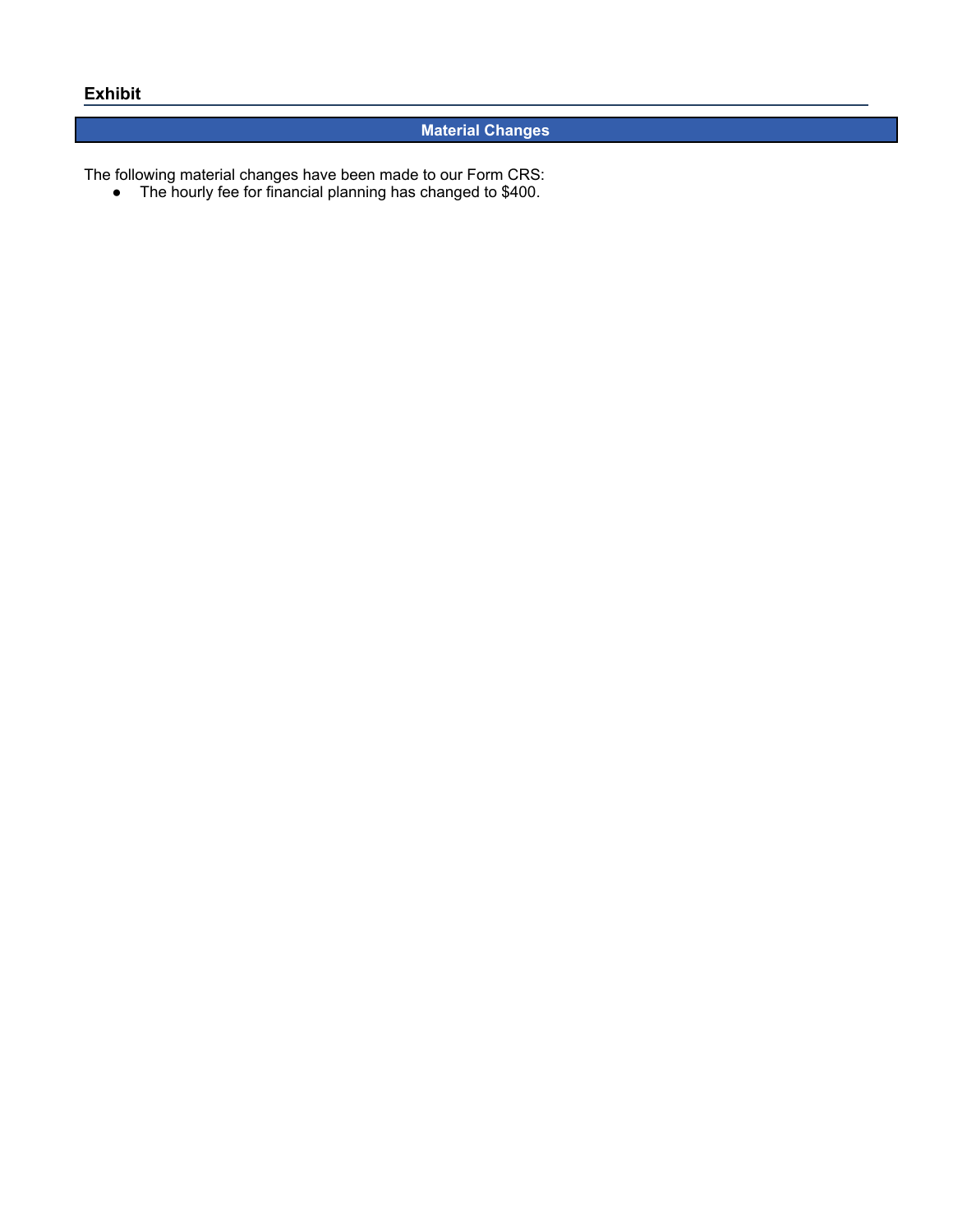## Exhibit

### Material Changes

The following material changes have been made to our Form CRS:

- The hourly fee for financial planning has changed to $400.